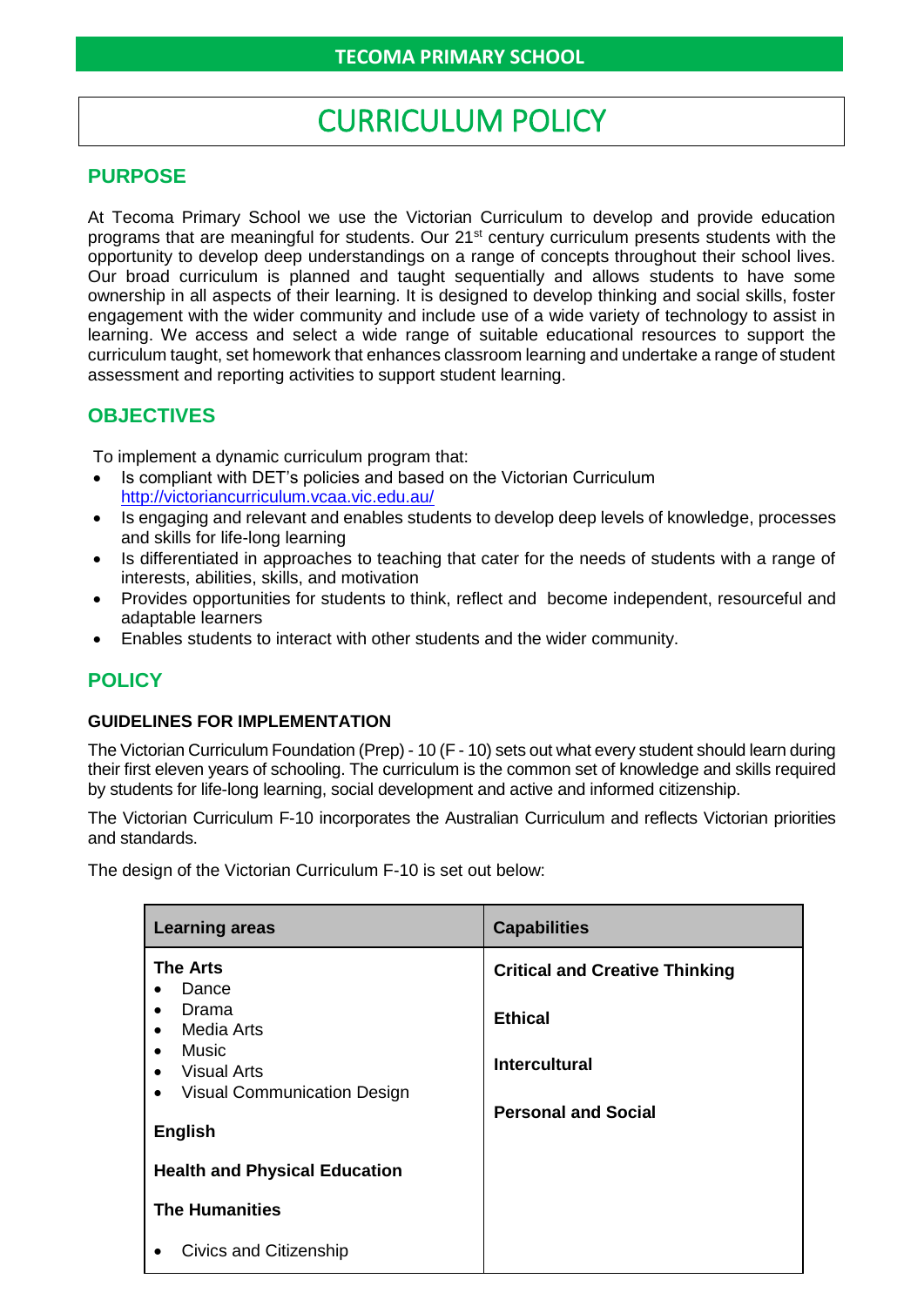**TECOMA PRIMARY SCHOOL**

# CURRICULUM POLICY

## PURPOSE

At Tecoma Primary School we use the Victorian Curriculum to develop and provide education programs that are meaningful for students. Our 21st century curriculum presents students with the opportunity to develop deep understandings on a range of concepts throughout their school lives. Our broad curriculum is planned and taught sequentially and allows students to have some ownership in all aspects of their learning. It is designed to develop thinking and social skills, foster engagement with the wider community and include use of a wide variety of technology to assist in learning. We access and select a wide range of suitable educational resources to support the curriculum taught, set homework that enhances classroom learning and undertake a range of student assessment and reporting activities to support student learning.

## OBJECTIVES

To implement a dynamic curriculum program that:

- Is compliant with DET's policies and based on the Victorian Curriculum http://victoriancurriculum.vcaa.vic.edu.au/
- Is engaging and relevant and enables students to develop deep levels of knowledge, processes and skills for life-long learning
- Is differentiated in approaches to teaching that cater for the needs of students with a range of interests, abilities, skills, and motivation
- Provides opportunities for students to think, reflect and become independent, resourceful and adaptable learners
- Enables students to interact with other students and the wider community.

## POLICY

### GUIDELINES FOR IMPLEMENTATION

The Victorian Curriculum Foundation (Prep) - 10 (F - 10) sets out what every student should learn during their first eleven years of schooling. The curriculum is the common set of knowledge and skills required by students for life-long learning, social development and active and informed citizenship.

The Victorian Curriculum F-10 incorporates the Australian Curriculum and reflects Victorian priorities and standards.

The design of the Victorian Curriculum F-10 is set out below:

| Learning areas | Capabilities |
|---|---|
| **The Arts**<br>• Dance<br>• Drama<br>• Media Arts<br>• Music<br>• Visual Arts<br>• Visual Communication Design<br><br>**English**<br><br>**Health and Physical Education**<br><br>**The Humanities**<br>• Civics and Citizenship | **Critical and Creative Thinking**<br><br>**Ethical**<br><br>**Intercultural**<br><br>**Personal and Social** |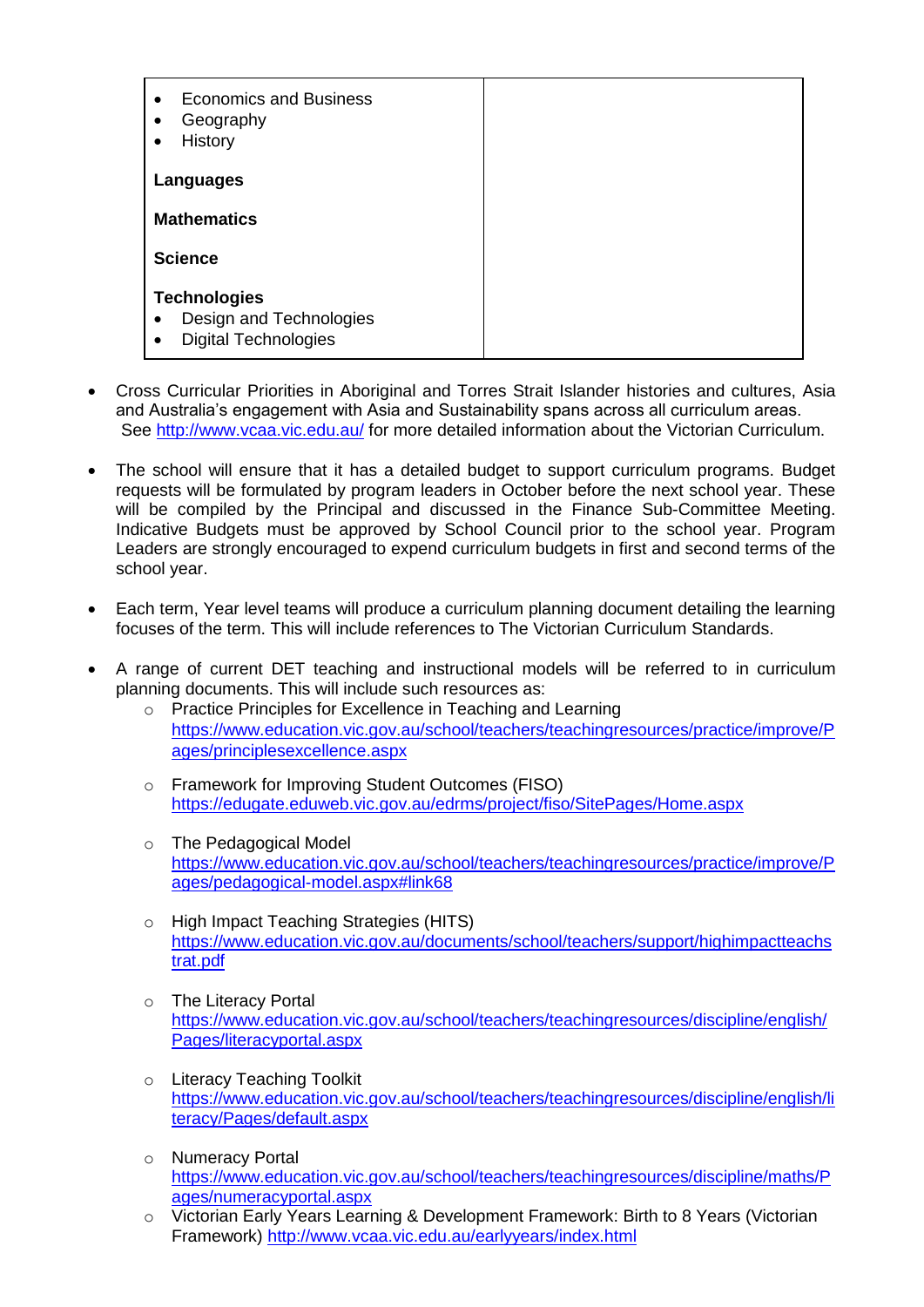| | |
|---|---|
| • Economics and Business<br>• Geography<br>• History<br><br>**Languages**<br><br>**Mathematics**<br><br>**Science**<br><br>**Technologies**<br>• Design and Technologies<br>• Digital Technologies | |

- Cross Curricular Priorities in Aboriginal and Torres Strait Islander histories and cultures, Asia and Australia's engagement with Asia and Sustainability spans across all curriculum areas. See http://www.vcaa.vic.edu.au/ for more detailed information about the Victorian Curriculum.

- The school will ensure that it has a detailed budget to support curriculum programs. Budget requests will be formulated by program leaders in October before the next school year. These will be compiled by the Principal and discussed in the Finance Sub-Committee Meeting. Indicative Budgets must be approved by School Council prior to the school year. Program Leaders are strongly encouraged to expend curriculum budgets in first and second terms of the school year.

- Each term, Year level teams will produce a curriculum planning document detailing the learning focuses of the term. This will include references to The Victorian Curriculum Standards.

- A range of current DET teaching and instructional models will be referred to in curriculum planning documents. This will include such resources as:
  - Practice Principles for Excellence in Teaching and Learning https://www.education.vic.gov.au/school/teachers/teachingresources/practice/improve/Pages/principlesexcellence.aspx
  - Framework for Improving Student Outcomes (FISO) https://edugate.eduweb.vic.gov.au/edrms/project/fiso/SitePages/Home.aspx
  - The Pedagogical Model https://www.education.vic.gov.au/school/teachers/teachingresources/practice/improve/Pages/pedagogical-model.aspx#link68
  - High Impact Teaching Strategies (HITS) https://www.education.vic.gov.au/documents/school/teachers/support/highimpactteachstrat.pdf
  - The Literacy Portal https://www.education.vic.gov.au/school/teachers/teachingresources/discipline/english/Pages/literacyportal.aspx
  - Literacy Teaching Toolkit https://www.education.vic.gov.au/school/teachers/teachingresources/discipline/english/literacy/Pages/default.aspx
  - Numeracy Portal https://www.education.vic.gov.au/school/teachers/teachingresources/discipline/maths/Pages/numeracyportal.aspx
  - Victorian Early Years Learning & Development Framework: Birth to 8 Years (Victorian Framework) http://www.vcaa.vic.edu.au/earlyyears/index.html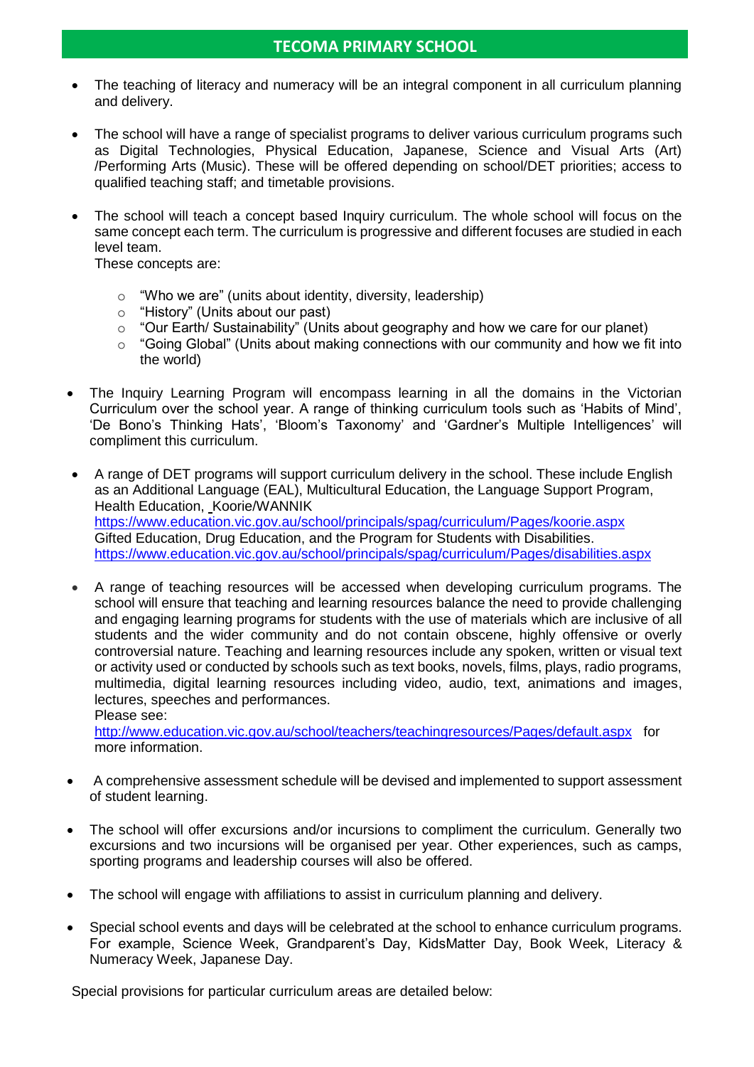- The teaching of literacy and numeracy will be an integral component in all curriculum planning and delivery.

- The school will have a range of specialist programs to deliver various curriculum programs such as Digital Technologies, Physical Education, Japanese, Science and Visual Arts (Art) /Performing Arts (Music). These will be offered depending on school/DET priorities; access to qualified teaching staff; and timetable provisions.

- The school will teach a concept based Inquiry curriculum. The whole school will focus on the same concept each term. The curriculum is progressive and different focuses are studied in each level team.
  These concepts are:
  - "Who we are" (units about identity, diversity, leadership)
  - "History" (Units about our past)
  - "Our Earth/ Sustainability" (Units about geography and how we care for our planet)
  - "Going Global" (Units about making connections with our community and how we fit into the world)

- The Inquiry Learning Program will encompass learning in all the domains in the Victorian Curriculum over the school year. A range of thinking curriculum tools such as 'Habits of Mind', 'De Bono's Thinking Hats', 'Bloom's Taxonomy' and 'Gardner's Multiple Intelligences' will compliment this curriculum.

- A range of DET programs will support curriculum delivery in the school. These include English as an Additional Language (EAL), Multicultural Education, the Language Support Program, Health Education, Koorie/WANNIK https://www.education.vic.gov.au/school/principals/spag/curriculum/Pages/koorie.aspx Gifted Education, Drug Education, and the Program for Students with Disabilities. https://www.education.vic.gov.au/school/principals/spag/curriculum/Pages/disabilities.aspx

- A range of teaching resources will be accessed when developing curriculum programs. The school will ensure that teaching and learning resources balance the need to provide challenging and engaging learning programs for students with the use of materials which are inclusive of all students and the wider community and do not contain obscene, highly offensive or overly controversial nature. Teaching and learning resources include any spoken, written or visual text or activity used or conducted by schools such as text books, novels, films, plays, radio programs, multimedia, digital learning resources including video, audio, text, animations and images, lectures, speeches and performances.
  Please see:
  http://www.education.vic.gov.au/school/teachers/teachingresources/Pages/default.aspx for more information.

- A comprehensive assessment schedule will be devised and implemented to support assessment of student learning.

- The school will offer excursions and/or incursions to compliment the curriculum. Generally two excursions and two incursions will be organised per year. Other experiences, such as camps, sporting programs and leadership courses will also be offered.

- The school will engage with affiliations to assist in curriculum planning and delivery.

- Special school events and days will be celebrated at the school to enhance curriculum programs. For example, Science Week, Grandparent's Day, KidsMatter Day, Book Week, Literacy & Numeracy Week, Japanese Day.

Special provisions for particular curriculum areas are detailed below: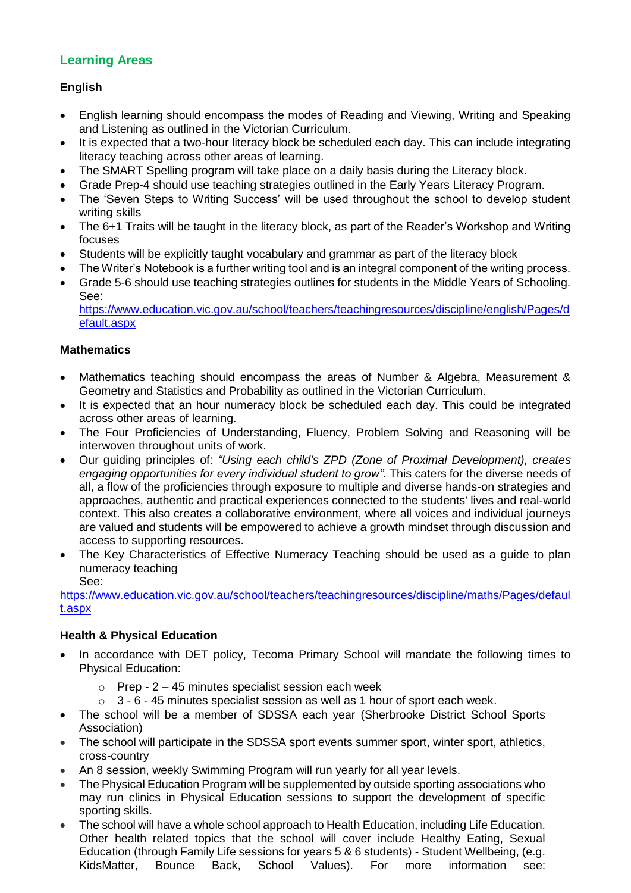## Learning Areas

### English

- English learning should encompass the modes of Reading and Viewing, Writing and Speaking and Listening as outlined in the Victorian Curriculum.
- It is expected that a two-hour literacy block be scheduled each day. This can include integrating literacy teaching across other areas of learning.
- The SMART Spelling program will take place on a daily basis during the Literacy block.
- Grade Prep-4 should use teaching strategies outlined in the Early Years Literacy Program.
- The 'Seven Steps to Writing Success' will be used throughout the school to develop student writing skills
- The 6+1 Traits will be taught in the literacy block, as part of the Reader's Workshop and Writing focuses
- Students will be explicitly taught vocabulary and grammar as part of the literacy block
- The Writer's Notebook is a further writing tool and is an integral component of the writing process.
- Grade 5-6 should use teaching strategies outlines for students in the Middle Years of Schooling. See: https://www.education.vic.gov.au/school/teachers/teachingresources/discipline/english/Pages/default.aspx

### Mathematics

- Mathematics teaching should encompass the areas of Number & Algebra, Measurement & Geometry and Statistics and Probability as outlined in the Victorian Curriculum.
- It is expected that an hour numeracy block be scheduled each day. This could be integrated across other areas of learning.
- The Four Proficiencies of Understanding, Fluency, Problem Solving and Reasoning will be interwoven throughout units of work.
- Our guiding principles of: *"Using each child's ZPD (Zone of Proximal Development), creates engaging opportunities for every individual student to grow".* This caters for the diverse needs of all, a flow of the proficiencies through exposure to multiple and diverse hands-on strategies and approaches, authentic and practical experiences connected to the students' lives and real-world context. This also creates a collaborative environment, where all voices and individual journeys are valued and students will be empowered to achieve a growth mindset through discussion and access to supporting resources.
- The Key Characteristics of Effective Numeracy Teaching should be used as a guide to plan numeracy teaching
  See:

https://www.education.vic.gov.au/school/teachers/teachingresources/discipline/maths/Pages/default.aspx

### Health & Physical Education

- In accordance with DET policy, Tecoma Primary School will mandate the following times to Physical Education:
  - Prep - 2 – 45 minutes specialist session each week
  - 3 - 6 - 45 minutes specialist session as well as 1 hour of sport each week.
- The school will be a member of SDSSA each year (Sherbrooke District School Sports Association)
- The school will participate in the SDSSA sport events summer sport, winter sport, athletics, cross-country
- An 8 session, weekly Swimming Program will run yearly for all year levels.
- The Physical Education Program will be supplemented by outside sporting associations who may run clinics in Physical Education sessions to support the development of specific sporting skills.
- The school will have a whole school approach to Health Education, including Life Education. Other health related topics that the school will cover include Healthy Eating, Sexual Education (through Family Life sessions for years 5 & 6 students) - Student Wellbeing, (e.g. KidsMatter, Bounce Back, School Values). For more information see: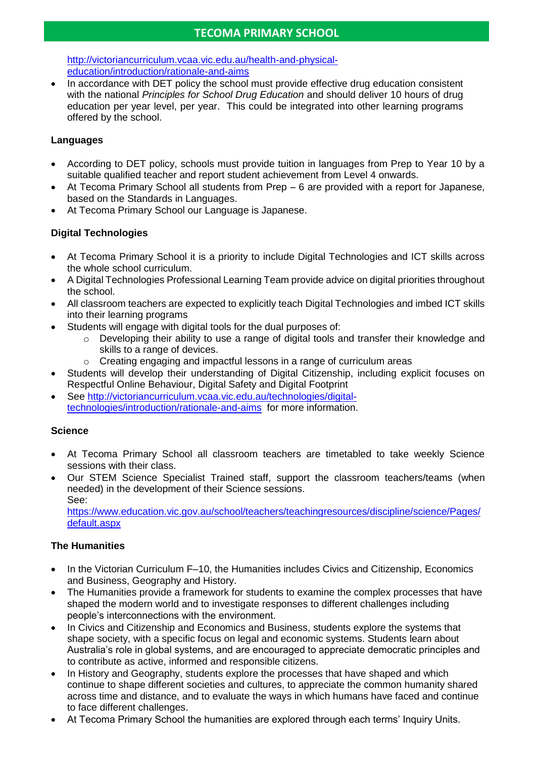http://victoriancurriculum.vcaa.vic.edu.au/health-and-physical-education/introduction/rationale-and-aims

- In accordance with DET policy the school must provide effective drug education consistent with the national *Principles for School Drug Education* and should deliver 10 hours of drug education per year level, per year. This could be integrated into other learning programs offered by the school.

**Languages**

- According to DET policy, schools must provide tuition in languages from Prep to Year 10 by a suitable qualified teacher and report student achievement from Level 4 onwards.
- At Tecoma Primary School all students from Prep – 6 are provided with a report for Japanese, based on the Standards in Languages.
- At Tecoma Primary School our Language is Japanese.

**Digital Technologies**

- At Tecoma Primary School it is a priority to include Digital Technologies and ICT skills across the whole school curriculum.
- A Digital Technologies Professional Learning Team provide advice on digital priorities throughout the school.
- All classroom teachers are expected to explicitly teach Digital Technologies and imbed ICT skills into their learning programs
- Students will engage with digital tools for the dual purposes of:
  - Developing their ability to use a range of digital tools and transfer their knowledge and skills to a range of devices.
  - Creating engaging and impactful lessons in a range of curriculum areas
- Students will develop their understanding of Digital Citizenship, including explicit focuses on Respectful Online Behaviour, Digital Safety and Digital Footprint
- See http://victoriancurriculum.vcaa.vic.edu.au/technologies/digital-technologies/introduction/rationale-and-aims for more information.

**Science**

- At Tecoma Primary School all classroom teachers are timetabled to take weekly Science sessions with their class.
- Our STEM Science Specialist Trained staff, support the classroom teachers/teams (when needed) in the development of their Science sessions.
  See:
  https://www.education.vic.gov.au/school/teachers/teachingresources/discipline/science/Pages/default.aspx

**The Humanities**

- In the Victorian Curriculum F–10, the Humanities includes Civics and Citizenship, Economics and Business, Geography and History.
- The Humanities provide a framework for students to examine the complex processes that have shaped the modern world and to investigate responses to different challenges including people's interconnections with the environment.
- In Civics and Citizenship and Economics and Business, students explore the systems that shape society, with a specific focus on legal and economic systems. Students learn about Australia's role in global systems, and are encouraged to appreciate democratic principles and to contribute as active, informed and responsible citizens.
- In History and Geography, students explore the processes that have shaped and which continue to shape different societies and cultures, to appreciate the common humanity shared across time and distance, and to evaluate the ways in which humans have faced and continue to face different challenges.
- At Tecoma Primary School the humanities are explored through each terms' Inquiry Units.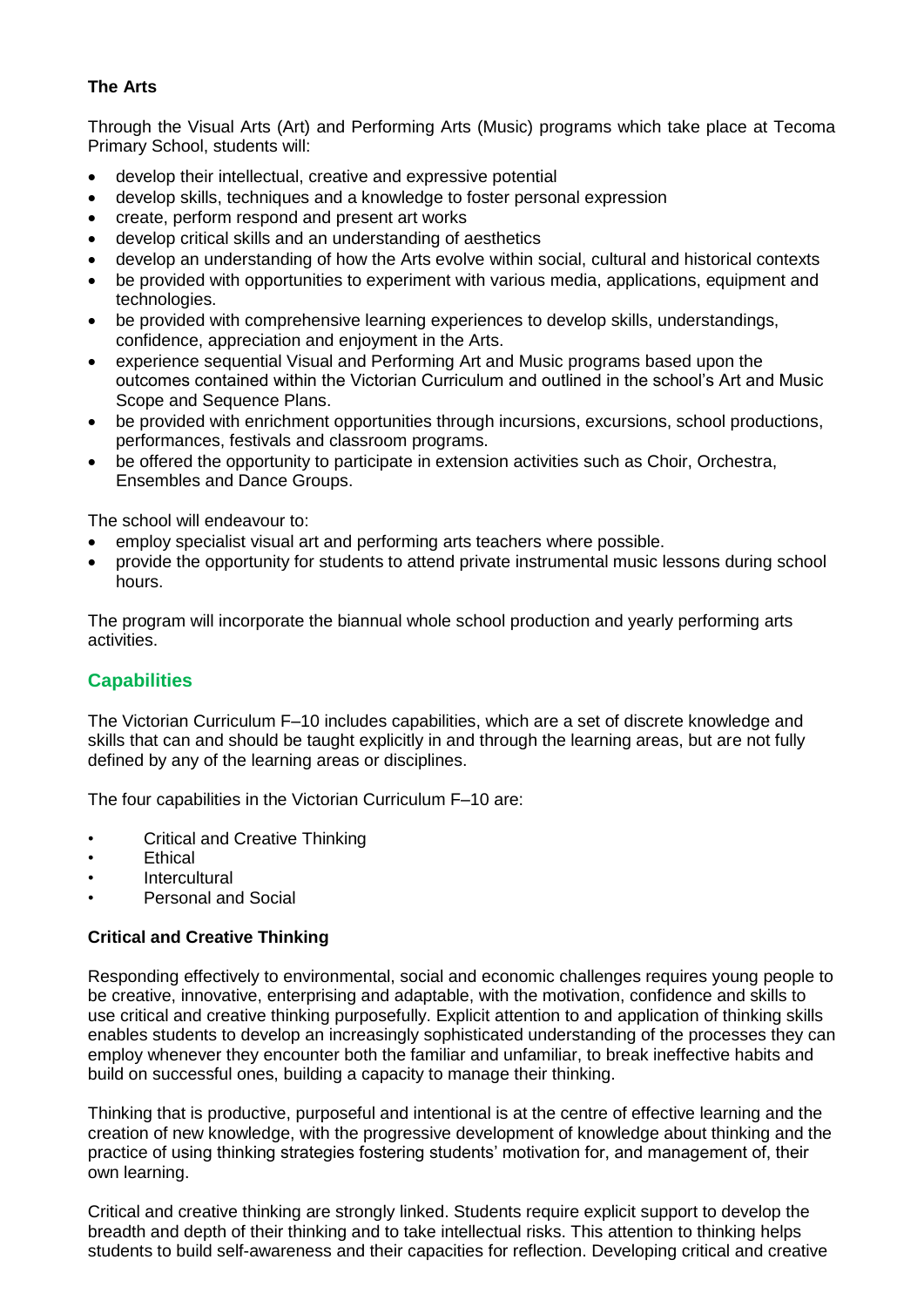**The Arts**

Through the Visual Arts (Art) and Performing Arts (Music) programs which take place at Tecoma Primary School, students will:

- develop their intellectual, creative and expressive potential
- develop skills, techniques and a knowledge to foster personal expression
- create, perform respond and present art works
- develop critical skills and an understanding of aesthetics
- develop an understanding of how the Arts evolve within social, cultural and historical contexts
- be provided with opportunities to experiment with various media, applications, equipment and technologies.
- be provided with comprehensive learning experiences to develop skills, understandings, confidence, appreciation and enjoyment in the Arts.
- experience sequential Visual and Performing Art and Music programs based upon the outcomes contained within the Victorian Curriculum and outlined in the school's Art and Music Scope and Sequence Plans.
- be provided with enrichment opportunities through incursions, excursions, school productions, performances, festivals and classroom programs.
- be offered the opportunity to participate in extension activities such as Choir, Orchestra, Ensembles and Dance Groups.

The school will endeavour to:

- employ specialist visual art and performing arts teachers where possible.
- provide the opportunity for students to attend private instrumental music lessons during school hours.

The program will incorporate the biannual whole school production and yearly performing arts activities.

## Capabilities

The Victorian Curriculum F–10 includes capabilities, which are a set of discrete knowledge and skills that can and should be taught explicitly in and through the learning areas, but are not fully defined by any of the learning areas or disciplines.

The four capabilities in the Victorian Curriculum F–10 are:

- Critical and Creative Thinking
- Ethical
- Intercultural
- Personal and Social

**Critical and Creative Thinking**

Responding effectively to environmental, social and economic challenges requires young people to be creative, innovative, enterprising and adaptable, with the motivation, confidence and skills to use critical and creative thinking purposefully. Explicit attention to and application of thinking skills enables students to develop an increasingly sophisticated understanding of the processes they can employ whenever they encounter both the familiar and unfamiliar, to break ineffective habits and build on successful ones, building a capacity to manage their thinking.

Thinking that is productive, purposeful and intentional is at the centre of effective learning and the creation of new knowledge, with the progressive development of knowledge about thinking and the practice of using thinking strategies fostering students' motivation for, and management of, their own learning.

Critical and creative thinking are strongly linked. Students require explicit support to develop the breadth and depth of their thinking and to take intellectual risks. This attention to thinking helps students to build self-awareness and their capacities for reflection. Developing critical and creative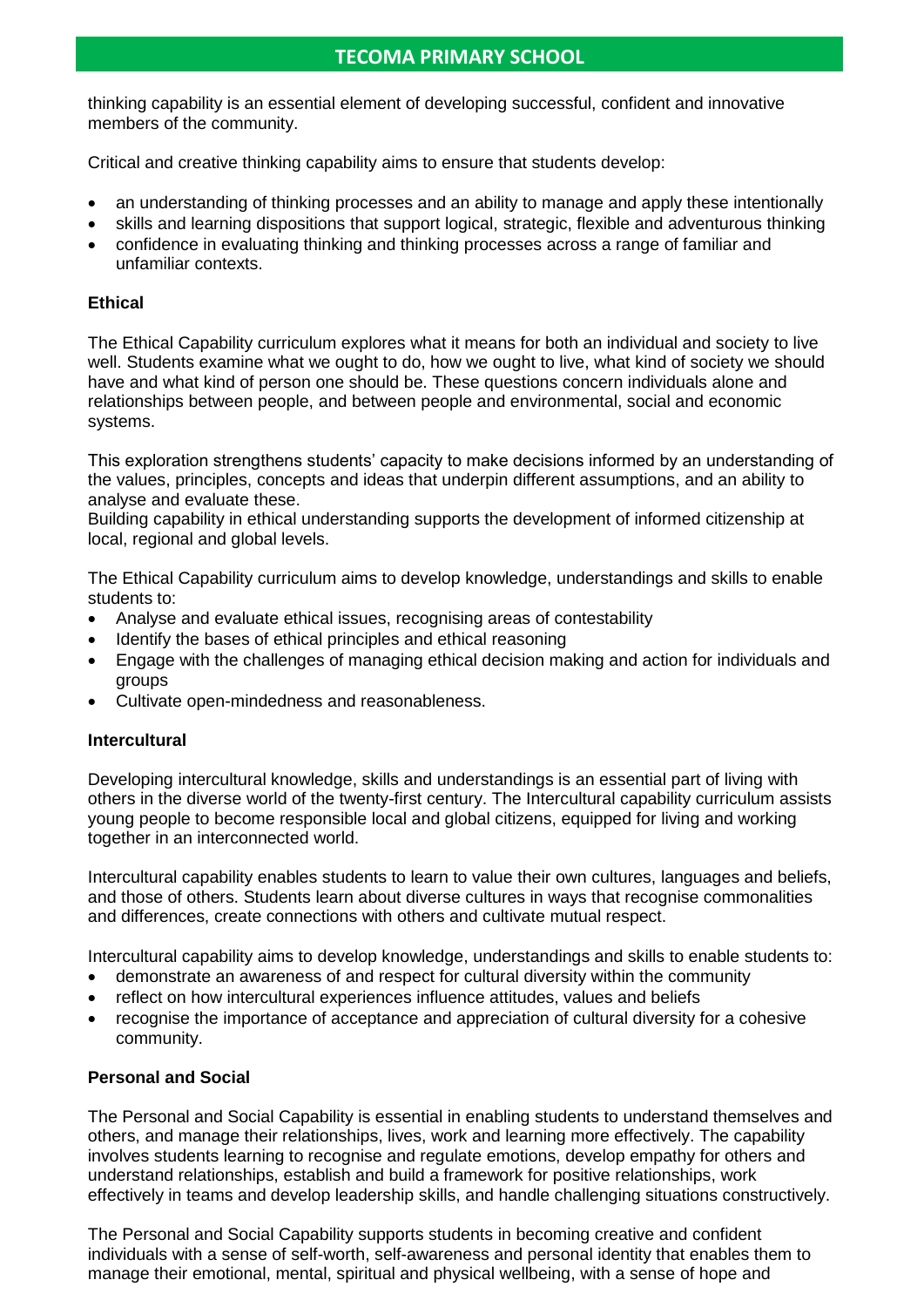thinking capability is an essential element of developing successful, confident and innovative members of the community.

Critical and creative thinking capability aims to ensure that students develop:

- an understanding of thinking processes and an ability to manage and apply these intentionally
- skills and learning dispositions that support logical, strategic, flexible and adventurous thinking
- confidence in evaluating thinking and thinking processes across a range of familiar and unfamiliar contexts.

**Ethical**

The Ethical Capability curriculum explores what it means for both an individual and society to live well. Students examine what we ought to do, how we ought to live, what kind of society we should have and what kind of person one should be. These questions concern individuals alone and relationships between people, and between people and environmental, social and economic systems.

This exploration strengthens students' capacity to make decisions informed by an understanding of the values, principles, concepts and ideas that underpin different assumptions, and an ability to analyse and evaluate these.
Building capability in ethical understanding supports the development of informed citizenship at local, regional and global levels.

The Ethical Capability curriculum aims to develop knowledge, understandings and skills to enable students to:

- Analyse and evaluate ethical issues, recognising areas of contestability
- Identify the bases of ethical principles and ethical reasoning
- Engage with the challenges of managing ethical decision making and action for individuals and groups
- Cultivate open-mindedness and reasonableness.

**Intercultural**

Developing intercultural knowledge, skills and understandings is an essential part of living with others in the diverse world of the twenty-first century. The Intercultural capability curriculum assists young people to become responsible local and global citizens, equipped for living and working together in an interconnected world.

Intercultural capability enables students to learn to value their own cultures, languages and beliefs, and those of others. Students learn about diverse cultures in ways that recognise commonalities and differences, create connections with others and cultivate mutual respect.

Intercultural capability aims to develop knowledge, understandings and skills to enable students to:

- demonstrate an awareness of and respect for cultural diversity within the community
- reflect on how intercultural experiences influence attitudes, values and beliefs
- recognise the importance of acceptance and appreciation of cultural diversity for a cohesive community.

**Personal and Social**

The Personal and Social Capability is essential in enabling students to understand themselves and others, and manage their relationships, lives, work and learning more effectively. The capability involves students learning to recognise and regulate emotions, develop empathy for others and understand relationships, establish and build a framework for positive relationships, work effectively in teams and develop leadership skills, and handle challenging situations constructively.

The Personal and Social Capability supports students in becoming creative and confident individuals with a sense of self-worth, self-awareness and personal identity that enables them to manage their emotional, mental, spiritual and physical wellbeing, with a sense of hope and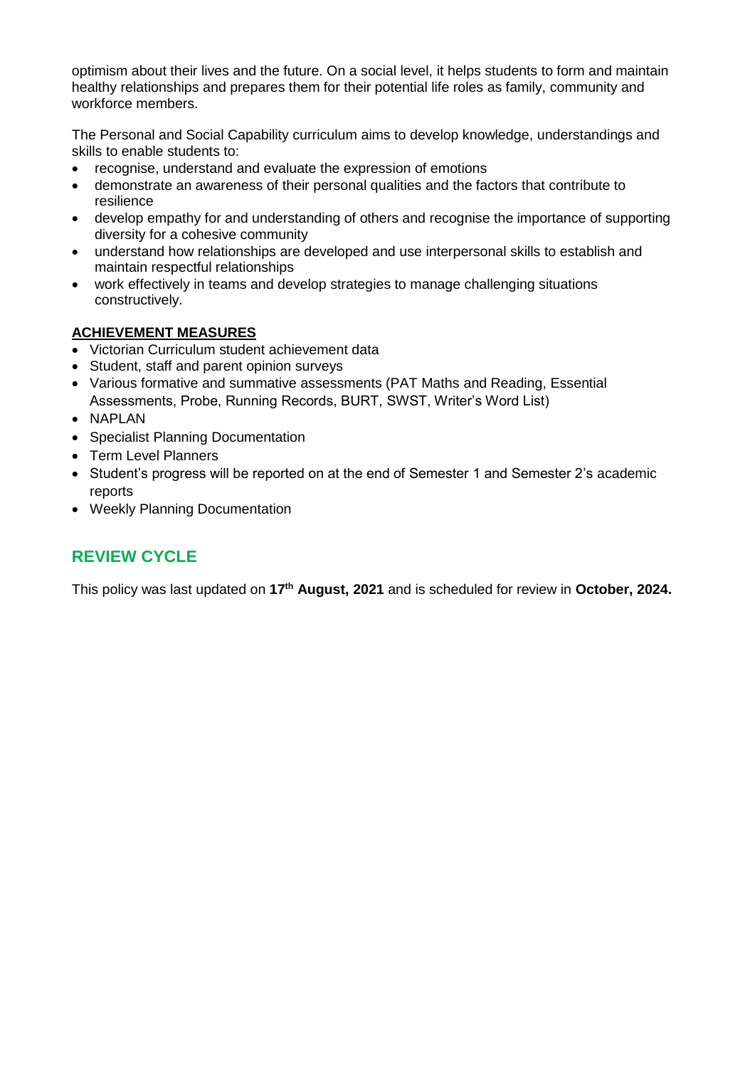optimism about their lives and the future. On a social level, it helps students to form and maintain healthy relationships and prepares them for their potential life roles as family, community and workforce members.

The Personal and Social Capability curriculum aims to develop knowledge, understandings and skills to enable students to:

- recognise, understand and evaluate the expression of emotions
- demonstrate an awareness of their personal qualities and the factors that contribute to resilience
- develop empathy for and understanding of others and recognise the importance of supporting diversity for a cohesive community
- understand how relationships are developed and use interpersonal skills to establish and maintain respectful relationships
- work effectively in teams and develop strategies to manage challenging situations constructively.

**ACHIEVEMENT MEASURES**

- Victorian Curriculum student achievement data
- Student, staff and parent opinion surveys
- Various formative and summative assessments (PAT Maths and Reading, Essential Assessments, Probe, Running Records, BURT, SWST, Writer's Word List)
- NAPLAN
- Specialist Planning Documentation
- Term Level Planners
- Student's progress will be reported on at the end of Semester 1 and Semester 2's academic reports
- Weekly Planning Documentation

## REVIEW CYCLE

This policy was last updated on **17th August, 2021** and is scheduled for review in **October, 2024.**